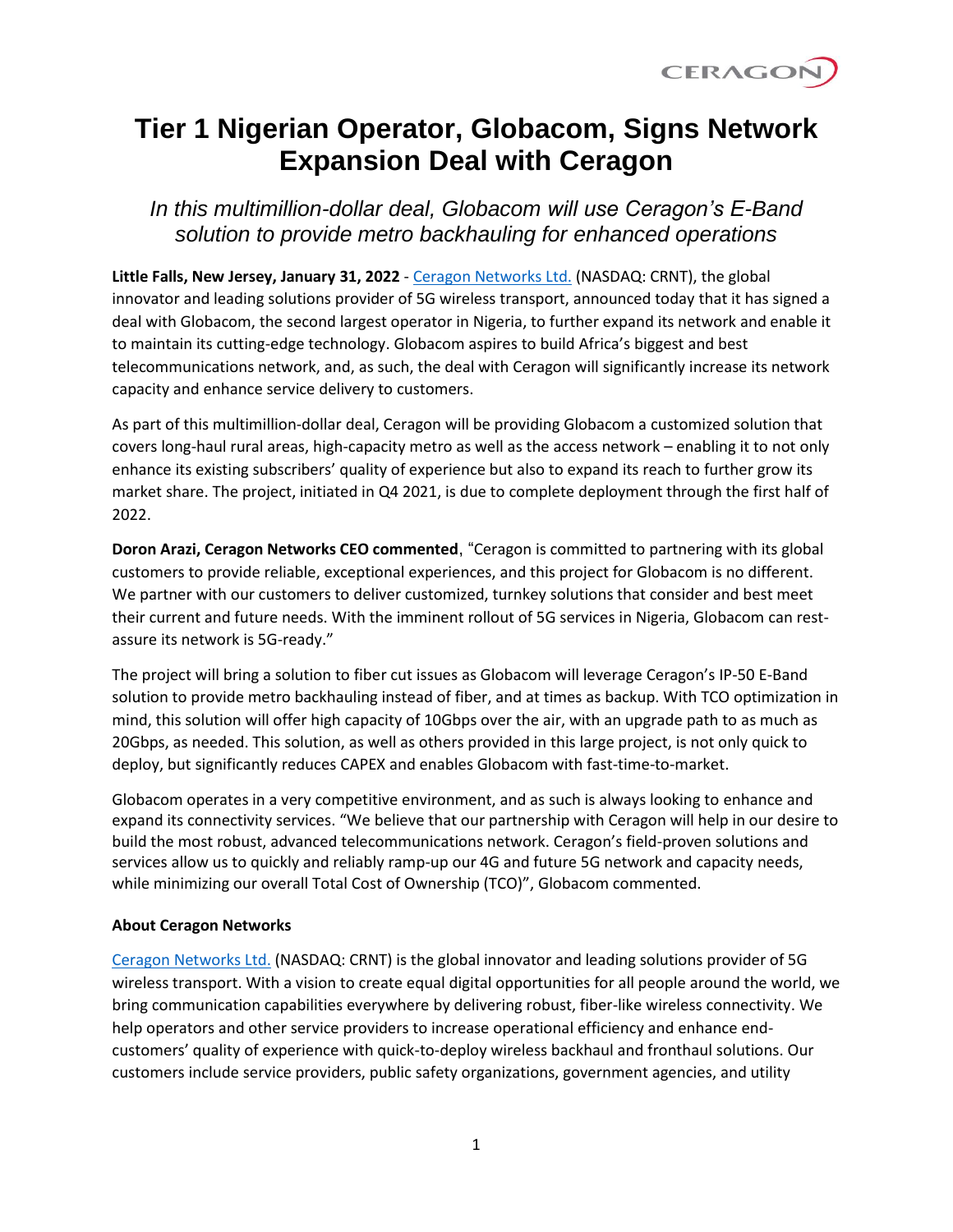# Tier 1 Nigerian Operator, Globacom, Signs Network Expansion Deal with Ceragon

*In this multimillion-dollar deal, Globacom will use Ceragon's E-Band solution to provide metro backhauling for enhanced operations*

**Little Falls, New Jersey, January 31, 2022** - [Ceragon Networks Ltd.](#) (NASDAQ: CRNT), the global innovator and leading solutions provider of 5G wireless transport, announced today that it has signed a deal with Globacom, the second largest operator in Nigeria, to further expand its network and enable it to maintain its cutting-edge technology. Globacom aspires to build Africa's biggest and best telecommunications network, and, as such, the deal with Ceragon will significantly increase its network capacity and enhance service delivery to customers.

As part of this multimillion-dollar deal, Ceragon will be providing Globacom a customized solution that covers long-haul rural areas, high-capacity metro as well as the access network – enabling it to not only enhance its existing subscribers' quality of experience but also to expand its reach to further grow its market share. The project, initiated in Q4 2021, is due to complete deployment through the first half of 2022.

**Doron Arazi, Ceragon Networks CEO commented**, "Ceragon is committed to partnering with its global customers to provide reliable, exceptional experiences, and this project for Globacom is no different. We partner with our customers to deliver customized, turnkey solutions that consider and best meet their current and future needs. With the imminent rollout of 5G services in Nigeria, Globacom can rest-assure its network is 5G-ready."

The project will bring a solution to fiber cut issues as Globacom will leverage Ceragon's IP-50 E-Band solution to provide metro backhauling instead of fiber, and at times as backup. With TCO optimization in mind, this solution will offer high capacity of 10Gbps over the air, with an upgrade path to as much as 20Gbps, as needed. This solution, as well as others provided in this large project, is not only quick to deploy, but significantly reduces CAPEX and enables Globacom with fast-time-to-market.

Globacom operates in a very competitive environment, and as such is always looking to enhance and expand its connectivity services. "We believe that our partnership with Ceragon will help in our desire to build the most robust, advanced telecommunications network. Ceragon's field-proven solutions and services allow us to quickly and reliably ramp-up our 4G and future 5G network and capacity needs, while minimizing our overall Total Cost of Ownership (TCO)", Globacom commented.

**About Ceragon Networks**

[Ceragon Networks Ltd.](#) (NASDAQ: CRNT) is the global innovator and leading solutions provider of 5G wireless transport. With a vision to create equal digital opportunities for all people around the world, we bring communication capabilities everywhere by delivering robust, fiber-like wireless connectivity. We help operators and other service providers to increase operational efficiency and enhance end-customers' quality of experience with quick-to-deploy wireless backhaul and fronthaul solutions. Our customers include service providers, public safety organizations, government agencies, and utility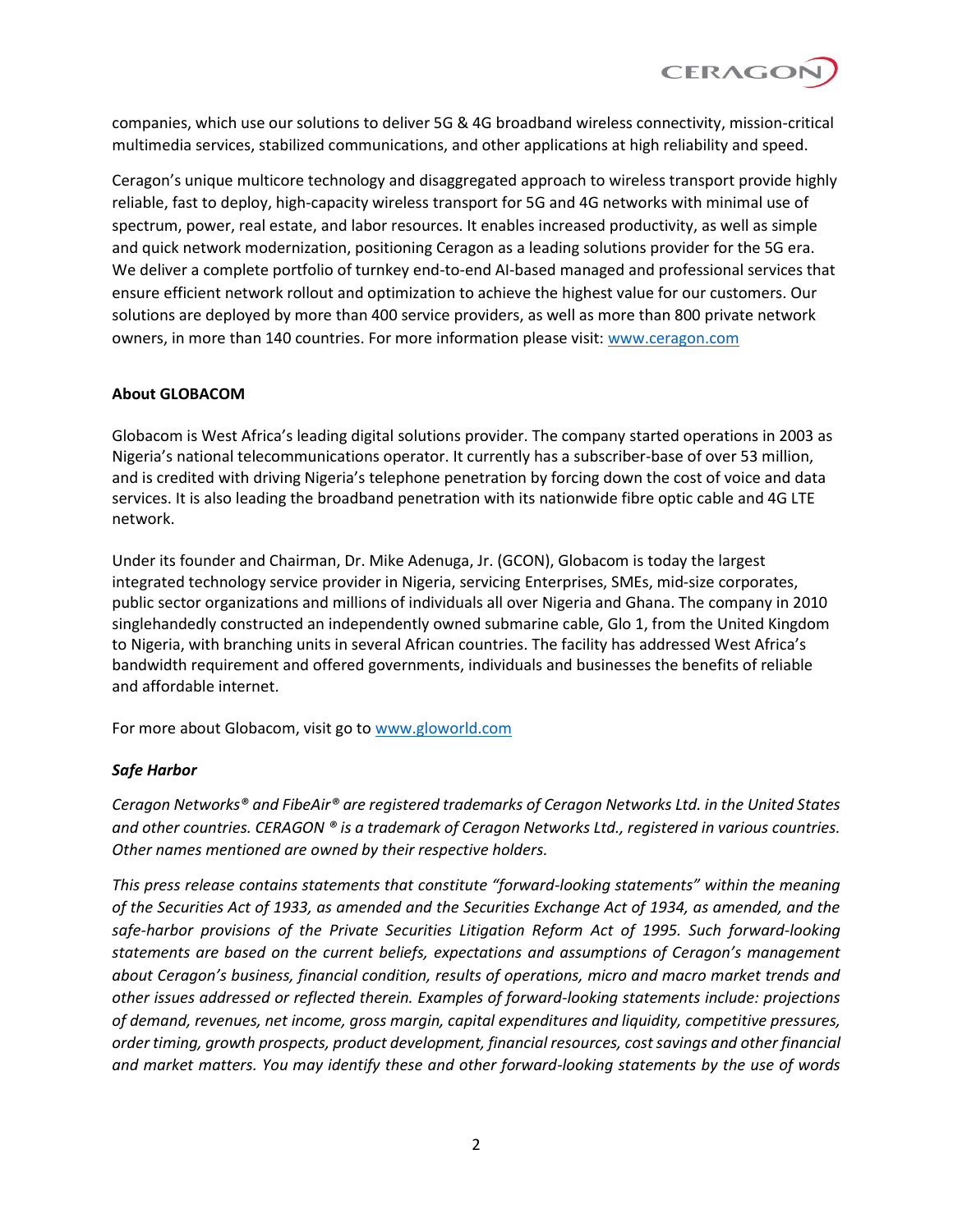companies, which use our solutions to deliver 5G & 4G broadband wireless connectivity, mission-critical multimedia services, stabilized communications, and other applications at high reliability and speed.

Ceragon's unique multicore technology and disaggregated approach to wireless transport provide highly reliable, fast to deploy, high-capacity wireless transport for 5G and 4G networks with minimal use of spectrum, power, real estate, and labor resources. It enables increased productivity, as well as simple and quick network modernization, positioning Ceragon as a leading solutions provider for the 5G era. We deliver a complete portfolio of turnkey end-to-end AI-based managed and professional services that ensure efficient network rollout and optimization to achieve the highest value for our customers. Our solutions are deployed by more than 400 service providers, as well as more than 800 private network owners, in more than 140 countries. For more information please visit: [www.ceragon.com](http://www.ceragon.com)

**About GLOBACOM**

Globacom is West Africa's leading digital solutions provider. The company started operations in 2003 as Nigeria's national telecommunications operator. It currently has a subscriber-base of over 53 million, and is credited with driving Nigeria's telephone penetration by forcing down the cost of voice and data services. It is also leading the broadband penetration with its nationwide fibre optic cable and 4G LTE network.

Under its founder and Chairman, Dr. Mike Adenuga, Jr. (GCON), Globacom is today the largest integrated technology service provider in Nigeria, servicing Enterprises, SMEs, mid-size corporates, public sector organizations and millions of individuals all over Nigeria and Ghana. The company in 2010 singlehandedly constructed an independently owned submarine cable, Glo 1, from the United Kingdom to Nigeria, with branching units in several African countries. The facility has addressed West Africa's bandwidth requirement and offered governments, individuals and businesses the benefits of reliable and affordable internet.

For more about Globacom, visit go to [www.gloworld.com](http://www.gloworld.com)

***Safe Harbor***

*Ceragon Networks® and FibeAir® are registered trademarks of Ceragon Networks Ltd. in the United States and other countries. CERAGON ® is a trademark of Ceragon Networks Ltd., registered in various countries. Other names mentioned are owned by their respective holders.*

*This press release contains statements that constitute "forward-looking statements" within the meaning of the Securities Act of 1933, as amended and the Securities Exchange Act of 1934, as amended, and the safe-harbor provisions of the Private Securities Litigation Reform Act of 1995. Such forward-looking statements are based on the current beliefs, expectations and assumptions of Ceragon's management about Ceragon's business, financial condition, results of operations, micro and macro market trends and other issues addressed or reflected therein. Examples of forward-looking statements include: projections of demand, revenues, net income, gross margin, capital expenditures and liquidity, competitive pressures, order timing, growth prospects, product development, financial resources, cost savings and other financial and market matters. You may identify these and other forward-looking statements by the use of words*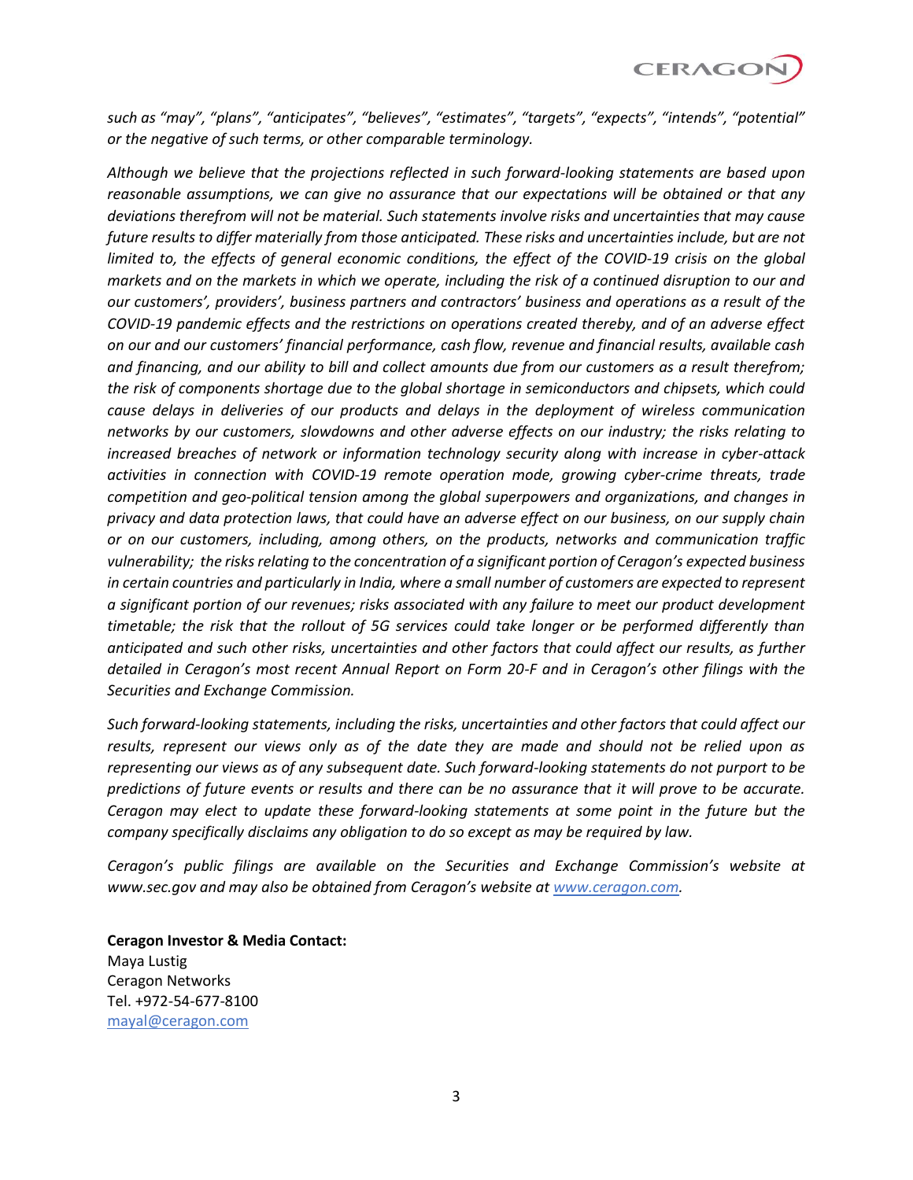*such as "may", "plans", "anticipates", "believes", "estimates", "targets", "expects", "intends", "potential" or the negative of such terms, or other comparable terminology.*

*Although we believe that the projections reflected in such forward-looking statements are based upon reasonable assumptions, we can give no assurance that our expectations will be obtained or that any deviations therefrom will not be material. Such statements involve risks and uncertainties that may cause future results to differ materially from those anticipated. These risks and uncertainties include, but are not limited to, the effects of general economic conditions, the effect of the COVID-19 crisis on the global markets and on the markets in which we operate, including the risk of a continued disruption to our and our customers', providers', business partners and contractors' business and operations as a result of the COVID-19 pandemic effects and the restrictions on operations created thereby, and of an adverse effect on our and our customers' financial performance, cash flow, revenue and financial results, available cash and financing, and our ability to bill and collect amounts due from our customers as a result therefrom; the risk of components shortage due to the global shortage in semiconductors and chipsets, which could cause delays in deliveries of our products and delays in the deployment of wireless communication networks by our customers, slowdowns and other adverse effects on our industry; the risks relating to increased breaches of network or information technology security along with increase in cyber-attack activities in connection with COVID-19 remote operation mode, growing cyber-crime threats, trade competition and geo-political tension among the global superpowers and organizations, and changes in privacy and data protection laws, that could have an adverse effect on our business, on our supply chain or on our customers, including, among others, on the products, networks and communication traffic vulnerability; the risks relating to the concentration of a significant portion of Ceragon's expected business in certain countries and particularly in India, where a small number of customers are expected to represent a significant portion of our revenues; risks associated with any failure to meet our product development timetable; the risk that the rollout of 5G services could take longer or be performed differently than anticipated and such other risks, uncertainties and other factors that could affect our results, as further detailed in Ceragon's most recent Annual Report on Form 20-F and in Ceragon's other filings with the Securities and Exchange Commission.*

*Such forward-looking statements, including the risks, uncertainties and other factors that could affect our results, represent our views only as of the date they are made and should not be relied upon as representing our views as of any subsequent date. Such forward-looking statements do not purport to be predictions of future events or results and there can be no assurance that it will prove to be accurate. Ceragon may elect to update these forward-looking statements at some point in the future but the company specifically disclaims any obligation to do so except as may be required by law.*

*Ceragon's public filings are available on the Securities and Exchange Commission's website at www.sec.gov and may also be obtained from Ceragon's website at [www.ceragon.com](http://www.ceragon.com).*

**Ceragon Investor & Media Contact:**
Maya Lustig
Ceragon Networks
Tel. +972-54-677-8100
[mayal@ceragon.com](mailto:mayal@ceragon.com)